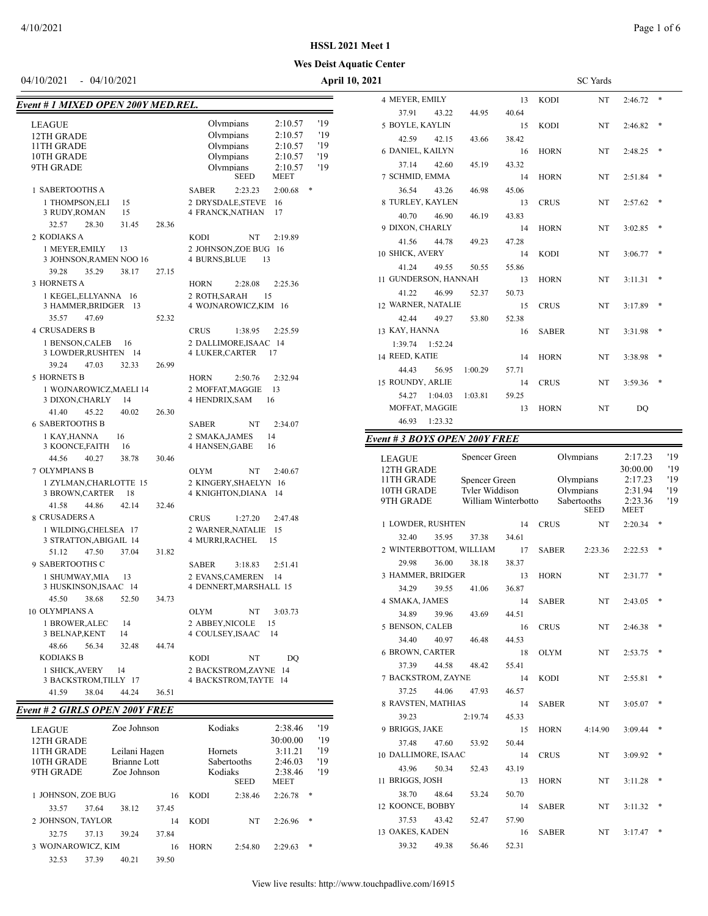# HSSL 2021 Meet 1

**Wes Deist Aquatic Center**

04/10/2021 - 04/10/2021 **April 10, 2021** SC Yards

## *Event # 1 MIXED OPEN 200Y MED.REL.*

| | | | | |
|---|---|---|---|---|
| LEAGUE | | Olympians | 2:10.57 | '19 |
| 12TH GRADE | | Olympians | 2:10.57 | '19 |
| 11TH GRADE | | Olympians | 2:10.57 | '19 |
| 10TH GRADE | | Olympians | 2:10.57 | '19 |
| 9TH GRADE | | Olympians | 2:10.57 | '19 |

| Team | | SEED | MEET | |
|---|---|---|---|---|
| 1 SABERTOOTHS A | SABER | 2:23.23 | 2:00.68 | * |
| 1 THOMPSON,ELI 15; 2 DRYSDALE,STEVE 16; 3 RUDY,ROMAN 15; 4 FRANCK,NATHAN 17 | | | | |
| 32.57 28.30 31.45 28.36 | | | | |
| 2 KODIAKS A | KODI | NT | 2:19.89 | |
| 1 MEYER,EMILY 13; 2 JOHNSON,ZOE BUG 16; 3 JOHNSON,RAMEN NOO 16; 4 BURNS,BLUE 13 | | | | |
| 39.28 35.29 38.17 27.15 | | | | |
| 3 HORNETS A | HORN | 2:28.08 | 2:25.36 | |
| 1 KEGEL,ELLYANNA 16; 2 ROTH,SARAH 15; 3 HAMMER,BRIDGER 13; 4 WOJNAROWICZ,KIM 16 | | | | |
| 35.57 47.69 52.32 | | | | |
| 4 CRUSADERS B | CRUS | 1:38.95 | 2:25.59 | |
| 1 BENSON,CALEB 16; 2 DALLIMORE,ISAAC 14; 3 LOWDER,RUSHTEN 14; 4 LUKER,CARTER 17 | | | | |
| 39.24 47.03 32.33 26.99 | | | | |
| 5 HORNETS B | HORN | 2:50.76 | 2:32.94 | |
| 1 WOJNAROWICZ,MAELI 14; 2 MOFFAT,MAGGIE 13; 3 DIXON,CHARLY 14; 4 HENDRIX,SAM 16 | | | | |
| 41.40 45.22 40.02 26.30 | | | | |
| 6 SABERTOOTHS B | SABER | NT | 2:34.07 | |
| 1 KAY,HANNA 16; 2 SMAKA,JAMES 14; 3 KOONCE,FAITH 16; 4 HANSEN,GABE 16 | | | | |
| 44.56 40.27 38.78 30.46 | | | | |
| 7 OLYMPIANS B | OLYM | NT | 2:40.67 | |
| 1 ZYLMAN,CHARLOTTE 15; 2 KINGERY,SHAELYN 16; 3 BROWN,CARTER 18; 4 KNIGHTON,DIANA 14 | | | | |
| 41.58 44.86 42.14 32.46 | | | | |
| 8 CRUSADERS A | CRUS | 1:27.20 | 2:47.48 | |
| 1 WILDING,CHELSEA 17; 2 WARNER,NATALIE 15; 3 STRATTON,ABIGAIL 14; 4 MURRI,RACHEL 15 | | | | |
| 51.12 47.50 37.04 31.82 | | | | |
| 9 SABERTOOTHS C | SABER | 3:18.83 | 2:51.41 | |
| 1 SHUMWAY,MIA 13; 2 EVANS,CAMEREN 14; 3 HUSKINSON,ISAAC 14; 4 DENNERT,MARSHALL 15 | | | | |
| 45.50 38.68 52.50 34.73 | | | | |
| 10 OLYMPIANS A | OLYM | NT | 3:03.73 | |
| 1 BROWER,ALEC 14; 2 ABBEY,NICOLE 15; 3 BELNAP,KENT 14; 4 COULSEY,ISAAC 14 | | | | |
| 48.66 56.34 32.48 44.74 | | | | |
| KODIAKS B | KODI | NT | DQ | |
| 1 SHICK,AVERY 14; 2 BACKSTROM,ZAYNE 14; 3 BACKSTROM,TILLY 17; 4 BACKSTROM,TAYTE 14 | | | | |
| 41.59 38.04 44.24 36.51 | | | | |

## *Event # 2 GIRLS OPEN 200Y FREE*

| | | | | |
|---|---|---|---|---|
| LEAGUE | Zoe Johnson | Kodiaks | 2:38.46 | '19 |
| 12TH GRADE | | | 30:00.00 | '19 |
| 11TH GRADE | Leilani Hagen | Hornets | 3:11.21 | '19 |
| 10TH GRADE | Brianne Lott | Sabertooths | 2:46.03 | '19 |
| 9TH GRADE | Zoe Johnson | Kodiaks | 2:38.46 | '19 |

| Name | Age | Team | SEED | MEET | |
|---|---|---|---|---|---|
| 1 JOHNSON, ZOE BUG | 16 | KODI | 2:38.46 | 2:26.78 | * |
| 33.57 37.64 38.12 37.45 | | | | | |
| 2 JOHNSON, TAYLOR | 14 | KODI | NT | 2:26.96 | * |
| 32.75 37.13 39.24 37.84 | | | | | |
| 3 WOJNAROWICZ, KIM | 16 | HORN | 2:54.80 | 2:29.63 | * |
| 32.53 37.39 40.21 39.50 | | | | | |
| 4 MEYER, EMILY | 13 | KODI | NT | 2:46.72 | * |
| 37.91 43.22 44.95 40.64 | | | | | |
| 5 BOYLE, KAYLIN | 15 | KODI | NT | 2:46.82 | * |
| 42.59 42.15 43.66 38.42 | | | | | |
| 6 DANIEL, KAILYN | 16 | HORN | NT | 2:48.25 | * |
| 37.14 42.60 45.19 43.32 | | | | | |
| 7 SCHMID, EMMA | 14 | HORN | NT | 2:51.84 | * |
| 36.54 43.26 46.98 45.06 | | | | | |
| 8 TURLEY, KAYLEN | 13 | CRUS | NT | 2:57.62 | * |
| 40.70 46.90 46.19 43.83 | | | | | |
| 9 DIXON, CHARLY | 14 | HORN | NT | 3:02.85 | * |
| 41.56 44.78 49.23 47.28 | | | | | |
| 10 SHICK, AVERY | 14 | KODI | NT | 3:06.77 | * |
| 41.24 49.55 50.55 55.86 | | | | | |
| 11 GUNDERSON, HANNAH | 13 | HORN | NT | 3:11.31 | * |
| 41.22 46.99 52.37 50.73 | | | | | |
| 12 WARNER, NATALIE | 15 | CRUS | NT | 3:17.89 | * |
| 42.44 49.27 53.80 52.38 | | | | | |
| 13 KAY, HANNA | 16 | SABER | NT | 3:31.98 | * |
| 1:39.74 1:52.24 | | | | | |
| 14 REED, KATIE | 14 | HORN | NT | 3:38.98 | * |
| 44.43 56.95 1:00.29 57.71 | | | | | |
| 15 ROUNDY, ARLIE | 14 | CRUS | NT | 3:59.36 | * |
| 54.27 1:04.03 1:03.81 59.25 | | | | | |
| MOFFAT, MAGGIE | 13 | HORN | NT | DQ | |
| 46.93 1:23.32 | | | | | |

## *Event # 3 BOYS OPEN 200Y FREE*

| | | | | |
|---|---|---|---|---|
| LEAGUE | Spencer Green | Olympians | 2:17.23 | '19 |
| 12TH GRADE | | | 30:00.00 | '19 |
| 11TH GRADE | Spencer Green | Olympians | 2:17.23 | '19 |
| 10TH GRADE | Tyler Widdison | Olympians | 2:31.94 | '19 |
| 9TH GRADE | William Winterbotto | Sabertooths | 2:23.36 | '19 |

| Name | Age | Team | SEED | MEET | |
|---|---|---|---|---|---|
| 1 LOWDER, RUSHTEN | 14 | CRUS | NT | 2:20.34 | * |
| 32.40 35.95 37.38 34.61 | | | | | |
| 2 WINTERBOTTOM, WILLIAM | 17 | SABER | 2:23.36 | 2:22.53 | * |
| 29.98 36.00 38.18 38.37 | | | | | |
| 3 HAMMER, BRIDGER | 13 | HORN | NT | 2:31.77 | * |
| 34.29 39.55 41.06 36.87 | | | | | |
| 4 SMAKA, JAMES | 14 | SABER | NT | 2:43.05 | * |
| 34.89 39.96 43.69 44.51 | | | | | |
| 5 BENSON, CALEB | 16 | CRUS | NT | 2:46.38 | * |
| 34.40 40.97 46.48 44.53 | | | | | |
| 6 BROWN, CARTER | 18 | OLYM | NT | 2:53.75 | * |
| 37.39 44.58 48.42 55.41 | | | | | |
| 7 BACKSTROM, ZAYNE | 14 | KODI | NT | 2:55.81 | * |
| 37.25 44.06 47.93 46.57 | | | | | |
| 8 RAVSTEN, MATHIAS | 14 | SABER | NT | 3:05.07 | * |
| 39.23 2:19.74 45.33 | | | | | |
| 9 BRIGGS, JAKE | 15 | HORN | 4:14.90 | 3:09.44 | * |
| 37.48 47.60 53.92 50.44 | | | | | |
| 10 DALLIMORE, ISAAC | 14 | CRUS | NT | 3:09.92 | * |
| 43.96 50.34 52.43 43.19 | | | | | |
| 11 BRIGGS, JOSH | 13 | HORN | NT | 3:11.28 | * |
| 38.70 48.64 53.24 50.70 | | | | | |
| 12 KOONCE, BOBBY | 14 | SABER | NT | 3:11.32 | * |
| 37.53 43.42 52.47 57.90 | | | | | |
| 13 OAKES, KADEN | 16 | SABER | NT | 3:17.47 | * |
| 39.32 49.38 56.46 52.31 | | | | | |

View live results: http://www.touchpadlive.com/16915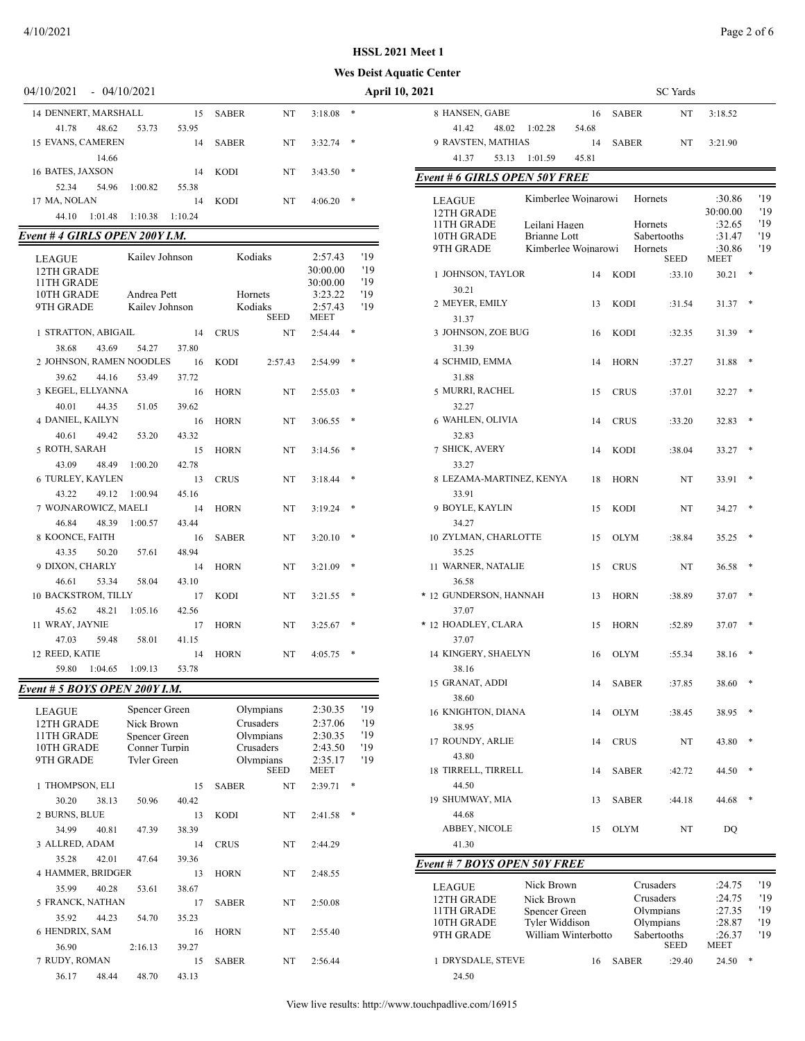**HSSL 2021 Meet 1**

**Wes Deist Aquatic Center**

04/10/2021 - 04/10/2021 April 10, 2021 SC Yards

| Place | Name | Age | Team | Seed | Time | |
|---|---|---|---|---|---|---|
| 14 | DENNERT, MARSHALL | 15 | SABER | NT | 3:18.08 | * |
| | 41.78 48.62 53.73 53.95 | | | | | |
| 15 | EVANS, CAMEREN | 14 | SABER | NT | 3:32.74 | * |
| | 14.66 | | | | | |
| 16 | BATES, JAXSON | 14 | KODI | NT | 3:43.50 | * |
| | 52.34 54.96 1:00.82 55.38 | | | | | |
| 17 | MA, NOLAN | 14 | KODI | NT | 4:06.20 | * |
| | 44.10 1:01.48 1:10.38 1:10.24 | | | | | |

## Event # 4 GIRLS OPEN 200Y I.M.

| Record | Name | Team | Time | Year |
|---|---|---|---|---|
| LEAGUE | Kailey Johnson | Kodiaks | 2:57.43 | '19 |
| 12TH GRADE | | | 30:00.00 | '19 |
| 11TH GRADE | | | 30:00.00 | '19 |
| 10TH GRADE | Andrea Pett | Hornets | 3:23.22 | '19 |
| 9TH GRADE | Kailey Johnson | Kodiaks | 2:57.43 | '19 |

| Place | Name | Age | Team | SEED | MEET | |
|---|---|---|---|---|---|---|
| 1 | STRATTON, ABIGAIL | 14 | CRUS | NT | 2:54.44 | * |
| | 38.68 43.69 54.27 37.80 | | | | | |
| 2 | JOHNSON, RAMEN NOODLES | 16 | KODI | 2:57.43 | 2:54.99 | * |
| | 39.62 44.16 53.49 37.72 | | | | | |
| 3 | KEGEL, ELLYANNA | 16 | HORN | NT | 2:55.03 | * |
| | 40.01 44.35 51.05 39.62 | | | | | |
| 4 | DANIEL, KAILYN | 16 | HORN | NT | 3:06.55 | * |
| | 40.61 49.42 53.20 43.32 | | | | | |
| 5 | ROTH, SARAH | 15 | HORN | NT | 3:14.56 | * |
| | 43.09 48.49 1:00.20 42.78 | | | | | |
| 6 | TURLEY, KAYLEN | 13 | CRUS | NT | 3:18.44 | * |
| | 43.22 49.12 1:00.94 45.16 | | | | | |
| 7 | WOJNAROWICZ, MAELI | 14 | HORN | NT | 3:19.24 | * |
| | 46.84 48.39 1:00.57 43.44 | | | | | |
| 8 | KOONCE, FAITH | 16 | SABER | NT | 3:20.10 | * |
| | 43.35 50.20 57.61 48.94 | | | | | |
| 9 | DIXON, CHARLY | 14 | HORN | NT | 3:21.09 | * |
| | 46.61 53.34 58.04 43.10 | | | | | |
| 10 | BACKSTROM, TILLY | 17 | KODI | NT | 3:21.55 | * |
| | 45.62 48.21 1:05.16 42.56 | | | | | |
| 11 | WRAY, JAYNIE | 17 | HORN | NT | 3:25.67 | * |
| | 47.03 59.48 58.01 41.15 | | | | | |
| 12 | REED, KATIE | 14 | HORN | NT | 4:05.75 | * |
| | 59.80 1:04.65 1:09.13 53.78 | | | | | |

## Event # 5 BOYS OPEN 200Y I.M.

| Record | Name | Team | Time | Year |
|---|---|---|---|---|
| LEAGUE | Spencer Green | Olympians | 2:30.35 | '19 |
| 12TH GRADE | Nick Brown | Crusaders | 2:37.06 | '19 |
| 11TH GRADE | Spencer Green | Olympians | 2:30.35 | '19 |
| 10TH GRADE | Conner Turpin | Crusaders | 2:43.50 | '19 |
| 9TH GRADE | Tyler Green | Olympians | 2:35.17 | '19 |

| Place | Name | Age | Team | SEED | MEET | |
|---|---|---|---|---|---|---|
| 1 | THOMPSON, ELI | 15 | SABER | NT | 2:39.71 | * |
| | 30.20 38.13 50.96 40.42 | | | | | |
| 2 | BURNS, BLUE | 13 | KODI | NT | 2:41.58 | * |
| | 34.99 40.81 47.39 38.39 | | | | | |
| 3 | ALLRED, ADAM | 14 | CRUS | NT | 2:44.29 | |
| | 35.28 42.01 47.64 39.36 | | | | | |
| 4 | HAMMER, BRIDGER | 13 | HORN | NT | 2:48.55 | |
| | 35.99 40.28 53.61 38.67 | | | | | |
| 5 | FRANCK, NATHAN | 17 | SABER | NT | 2:50.08 | |
| | 35.92 44.23 54.70 35.23 | | | | | |
| 6 | HENDRIX, SAM | 16 | HORN | NT | 2:55.40 | |
| | 36.90 2:16.13 39.27 | | | | | |
| 7 | RUDY, ROMAN | 15 | SABER | NT | 2:56.44 | |
| | 36.17 48.44 48.70 43.13 | | | | | |
| 8 | HANSEN, GABE | 16 | SABER | NT | 3:18.52 | |
| | 41.42 48.02 1:02.28 54.68 | | | | | |
| 9 | RAVSTEN, MATHIAS | 14 | SABER | NT | 3:21.90 | |
| | 41.37 53.13 1:01.59 45.81 | | | | | |

## Event # 6 GIRLS OPEN 50Y FREE

| Record | Name | Team | Time | Year |
|---|---|---|---|---|
| LEAGUE | Kimberlee Wojnarowi | Hornets | :30.86 | '19 |
| 12TH GRADE | | | 30:00.00 | '19 |
| 11TH GRADE | Leilani Hagen | Hornets | :32.65 | '19 |
| 10TH GRADE | Brianne Lott | Sabertooths | :31.47 | '19 |
| 9TH GRADE | Kimberlee Wojnarowi | Hornets | :30.86 | '19 |

| Place | Name | Age | Team | SEED | MEET | |
|---|---|---|---|---|---|---|
| 1 | JOHNSON, TAYLOR | 14 | KODI | :33.10 | 30.21 | * |
| | 30.21 | | | | | |
| 2 | MEYER, EMILY | 13 | KODI | :31.54 | 31.37 | * |
| | 31.37 | | | | | |
| 3 | JOHNSON, ZOE BUG | 16 | KODI | :32.35 | 31.39 | * |
| | 31.39 | | | | | |
| 4 | SCHMID, EMMA | 14 | HORN | :37.27 | 31.88 | * |
| | 31.88 | | | | | |
| 5 | MURRI, RACHEL | 15 | CRUS | :37.01 | 32.27 | * |
| | 32.27 | | | | | |
| 6 | WAHLEN, OLIVIA | 14 | CRUS | :33.20 | 32.83 | * |
| | 32.83 | | | | | |
| 7 | SHICK, AVERY | 14 | KODI | :38.04 | 33.27 | * |
| | 33.27 | | | | | |
| 8 | LEZAMA-MARTINEZ, KENYA | 18 | HORN | NT | 33.91 | * |
| | 33.91 | | | | | |
| 9 | BOYLE, KAYLIN | 15 | KODI | NT | 34.27 | * |
| | 34.27 | | | | | |
| 10 | ZYLMAN, CHARLOTTE | 15 | OLYM | :38.84 | 35.25 | * |
| | 35.25 | | | | | |
| 11 | WARNER, NATALIE | 15 | CRUS | NT | 36.58 | * |
| | 36.58 | | | | | |
| * 12 | GUNDERSON, HANNAH | 13 | HORN | :38.89 | 37.07 | * |
| | 37.07 | | | | | |
| * 12 | HOADLEY, CLARA | 15 | HORN | :52.89 | 37.07 | * |
| | 37.07 | | | | | |
| 14 | KINGERY, SHAELYN | 16 | OLYM | :55.34 | 38.16 | * |
| | 38.16 | | | | | |
| 15 | GRANAT, ADDI | 14 | SABER | :37.85 | 38.60 | * |
| | 38.60 | | | | | |
| 16 | KNIGHTON, DIANA | 14 | OLYM | :38.45 | 38.95 | * |
| | 38.95 | | | | | |
| 17 | ROUNDY, ARLIE | 14 | CRUS | NT | 43.80 | * |
| | 43.80 | | | | | |
| 18 | TIRRELL, TIRRELL | 14 | SABER | :42.72 | 44.50 | * |
| | 44.50 | | | | | |
| 19 | SHUMWAY, MIA | 13 | SABER | :44.18 | 44.68 | * |
| | 44.68 | | | | | |
| | ABBEY, NICOLE | 15 | OLYM | NT | DQ | |
| | 41.30 | | | | | |

## Event # 7 BOYS OPEN 50Y FREE

| Record | Name | Team | Time | Year |
|---|---|---|---|---|
| LEAGUE | Nick Brown | Crusaders | :24.75 | '19 |
| 12TH GRADE | Nick Brown | Crusaders | :24.75 | '19 |
| 11TH GRADE | Spencer Green | Olympians | :27.35 | '19 |
| 10TH GRADE | Tyler Widdison | Olympians | :28.87 | '19 |
| 9TH GRADE | William Winterbotto | Sabertooths | :26.37 | '19 |

| Place | Name | Age | Team | SEED | MEET | |
|---|---|---|---|---|---|---|
| 1 | DRYSDALE, STEVE | 16 | SABER | :29.40 | 24.50 | * |
| | 24.50 | | | | | |

View live results: http://www.touchpadlive.com/16915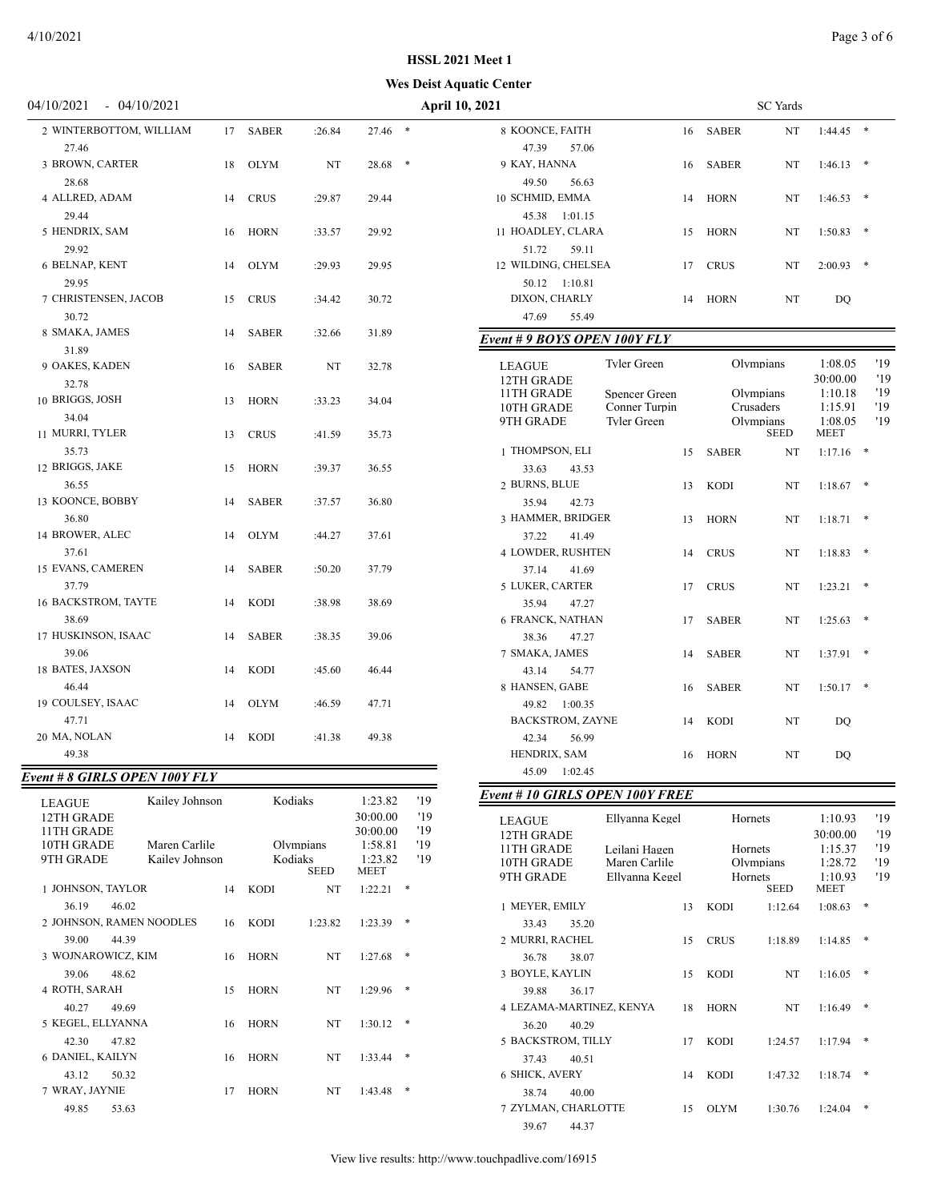**HSSL 2021 Meet 1**

**Wes Deist Aquatic Center**

04/10/2021 - 04/10/2021 — **April 10, 2021** — SC Yards

| Place | Name | Age | Team | Seed | Time | |
|---|---|---|---|---|---|---|
| 2 | WINTERBOTTOM, WILLIAM | 17 | SABER | :26.84 | 27.46 | * |
| | 27.46 | | | | | |
| 3 | BROWN, CARTER | 18 | OLYM | NT | 28.68 | * |
| | 28.68 | | | | | |
| 4 | ALLRED, ADAM | 14 | CRUS | :29.87 | 29.44 | |
| | 29.44 | | | | | |
| 5 | HENDRIX, SAM | 16 | HORN | :33.57 | 29.92 | |
| | 29.92 | | | | | |
| 6 | BELNAP, KENT | 14 | OLYM | :29.93 | 29.95 | |
| | 29.95 | | | | | |
| 7 | CHRISTENSEN, JACOB | 15 | CRUS | :34.42 | 30.72 | |
| | 30.72 | | | | | |
| 8 | SMAKA, JAMES | 14 | SABER | :32.66 | 31.89 | |
| | 31.89 | | | | | |
| 9 | OAKES, KADEN | 16 | SABER | NT | 32.78 | |
| | 32.78 | | | | | |
| 10 | BRIGGS, JOSH | 13 | HORN | :33.23 | 34.04 | |
| | 34.04 | | | | | |
| 11 | MURRI, TYLER | 13 | CRUS | :41.59 | 35.73 | |
| | 35.73 | | | | | |
| 12 | BRIGGS, JAKE | 15 | HORN | :39.37 | 36.55 | |
| | 36.55 | | | | | |
| 13 | KOONCE, BOBBY | 14 | SABER | :37.57 | 36.80 | |
| | 36.80 | | | | | |
| 14 | BROWER, ALEC | 14 | OLYM | :44.27 | 37.61 | |
| | 37.61 | | | | | |
| 15 | EVANS, CAMEREN | 14 | SABER | :50.20 | 37.79 | |
| | 37.79 | | | | | |
| 16 | BACKSTROM, TAYTE | 14 | KODI | :38.98 | 38.69 | |
| | 38.69 | | | | | |
| 17 | HUSKINSON, ISAAC | 14 | SABER | :38.35 | 39.06 | |
| | 39.06 | | | | | |
| 18 | BATES, JAXSON | 14 | KODI | :45.60 | 46.44 | |
| | 46.44 | | | | | |
| 19 | COULSEY, ISAAC | 14 | OLYM | :46.59 | 47.71 | |
| | 47.71 | | | | | |
| 20 | MA, NOLAN | 14 | KODI | :41.38 | 49.38 | |
| | 49.38 | | | | | |

### *Event # 8 GIRLS OPEN 100Y FLY*

| Record | Name | Team | Time | Year |
|---|---|---|---|---|
| LEAGUE | Kailey Johnson | Kodiaks | 1:23.82 | '19 |
| 12TH GRADE | | | 30:00.00 | '19 |
| 11TH GRADE | | | 30:00.00 | '19 |
| 10TH GRADE | Maren Carlile | Olympians | 1:58.81 | '19 |
| 9TH GRADE | Kailey Johnson | Kodiaks | 1:23.82 | '19 |

| Place | Name | Age | Team | Seed | Meet | |
|---|---|---|---|---|---|---|
| 1 | JOHNSON, TAYLOR | 14 | KODI | NT | 1:22.21 | * |
| | 36.19 46.02 | | | | | |
| 2 | JOHNSON, RAMEN NOODLES | 16 | KODI | 1:23.82 | 1:23.39 | * |
| | 39.00 44.39 | | | | | |
| 3 | WOJNAROWICZ, KIM | 16 | HORN | NT | 1:27.68 | * |
| | 39.06 48.62 | | | | | |
| 4 | ROTH, SARAH | 15 | HORN | NT | 1:29.96 | * |
| | 40.27 49.69 | | | | | |
| 5 | KEGEL, ELLYANNA | 16 | HORN | NT | 1:30.12 | * |
| | 42.30 47.82 | | | | | |
| 6 | DANIEL, KAILYN | 16 | HORN | NT | 1:33.44 | * |
| | 43.12 50.32 | | | | | |
| 7 | WRAY, JAYNIE | 17 | HORN | NT | 1:43.48 | * |
| | 49.85 53.63 | | | | | |
| 8 | KOONCE, FAITH | 16 | SABER | NT | 1:44.45 | * |
| | 47.39 57.06 | | | | | |
| 9 | KAY, HANNA | 16 | SABER | NT | 1:46.13 | * |
| | 49.50 56.63 | | | | | |
| 10 | SCHMID, EMMA | 14 | HORN | NT | 1:46.53 | * |
| | 45.38 1:01.15 | | | | | |
| 11 | HOADLEY, CLARA | 15 | HORN | NT | 1:50.83 | * |
| | 51.72 59.11 | | | | | |
| 12 | WILDING, CHELSEA | 17 | CRUS | NT | 2:00.93 | * |
| | 50.12 1:10.81 | | | | | |
| | DIXON, CHARLY | 14 | HORN | NT | DQ | |
| | 47.69 55.49 | | | | | |

### *Event # 9 BOYS OPEN 100Y FLY*

| Record | Name | Team | Time | Year |
|---|---|---|---|---|
| LEAGUE | Tyler Green | Olympians | 1:08.05 | '19 |
| 12TH GRADE | | | 30:00.00 | '19 |
| 11TH GRADE | Spencer Green | Olympians | 1:10.18 | '19 |
| 10TH GRADE | Conner Turpin | Crusaders | 1:15.91 | '19 |
| 9TH GRADE | Tyler Green | Olympians | 1:08.05 | '19 |

| Place | Name | Age | Team | Seed | Meet | |
|---|---|---|---|---|---|---|
| 1 | THOMPSON, ELI | 15 | SABER | NT | 1:17.16 | * |
| | 33.63 43.53 | | | | | |
| 2 | BURNS, BLUE | 13 | KODI | NT | 1:18.67 | * |
| | 35.94 42.73 | | | | | |
| 3 | HAMMER, BRIDGER | 13 | HORN | NT | 1:18.71 | * |
| | 37.22 41.49 | | | | | |
| 4 | LOWDER, RUSHTEN | 14 | CRUS | NT | 1:18.83 | * |
| | 37.14 41.69 | | | | | |
| 5 | LUKER, CARTER | 17 | CRUS | NT | 1:23.21 | * |
| | 35.94 47.27 | | | | | |
| 6 | FRANCK, NATHAN | 17 | SABER | NT | 1:25.63 | * |
| | 38.36 47.27 | | | | | |
| 7 | SMAKA, JAMES | 14 | SABER | NT | 1:37.91 | * |
| | 43.14 54.77 | | | | | |
| 8 | HANSEN, GABE | 16 | SABER | NT | 1:50.17 | * |
| | 49.82 1:00.35 | | | | | |
| | BACKSTROM, ZAYNE | 14 | KODI | NT | DQ | |
| | 42.34 56.99 | | | | | |
| | HENDRIX, SAM | 16 | HORN | NT | DQ | |
| | 45.09 1:02.45 | | | | | |

### *Event # 10 GIRLS OPEN 100Y FREE*

| Record | Name | Team | Time | Year |
|---|---|---|---|---|
| LEAGUE | Ellyanna Kegel | Hornets | 1:10.93 | '19 |
| 12TH GRADE | | | 30:00.00 | '19 |
| 11TH GRADE | Leilani Hagen | Hornets | 1:15.37 | '19 |
| 10TH GRADE | Maren Carlile | Olympians | 1:28.72 | '19 |
| 9TH GRADE | Ellyanna Kegel | Hornets | 1:10.93 | '19 |

| Place | Name | Age | Team | Seed | Meet | |
|---|---|---|---|---|---|---|
| 1 | MEYER, EMILY | 13 | KODI | 1:12.64 | 1:08.63 | * |
| | 33.43 35.20 | | | | | |
| 2 | MURRI, RACHEL | 15 | CRUS | 1:18.89 | 1:14.85 | * |
| | 36.78 38.07 | | | | | |
| 3 | BOYLE, KAYLIN | 15 | KODI | NT | 1:16.05 | * |
| | 39.88 36.17 | | | | | |
| 4 | LEZAMA-MARTINEZ, KENYA | 18 | HORN | NT | 1:16.49 | * |
| | 36.20 40.29 | | | | | |
| 5 | BACKSTROM, TILLY | 17 | KODI | 1:24.57 | 1:17.94 | * |
| | 37.43 40.51 | | | | | |
| 6 | SHICK, AVERY | 14 | KODI | 1:47.32 | 1:18.74 | * |
| | 38.74 40.00 | | | | | |
| 7 | ZYLMAN, CHARLOTTE | 15 | OLYM | 1:30.76 | 1:24.04 | * |
| | 39.67 44.37 | | | | | |

View live results: http://www.touchpadlive.com/16915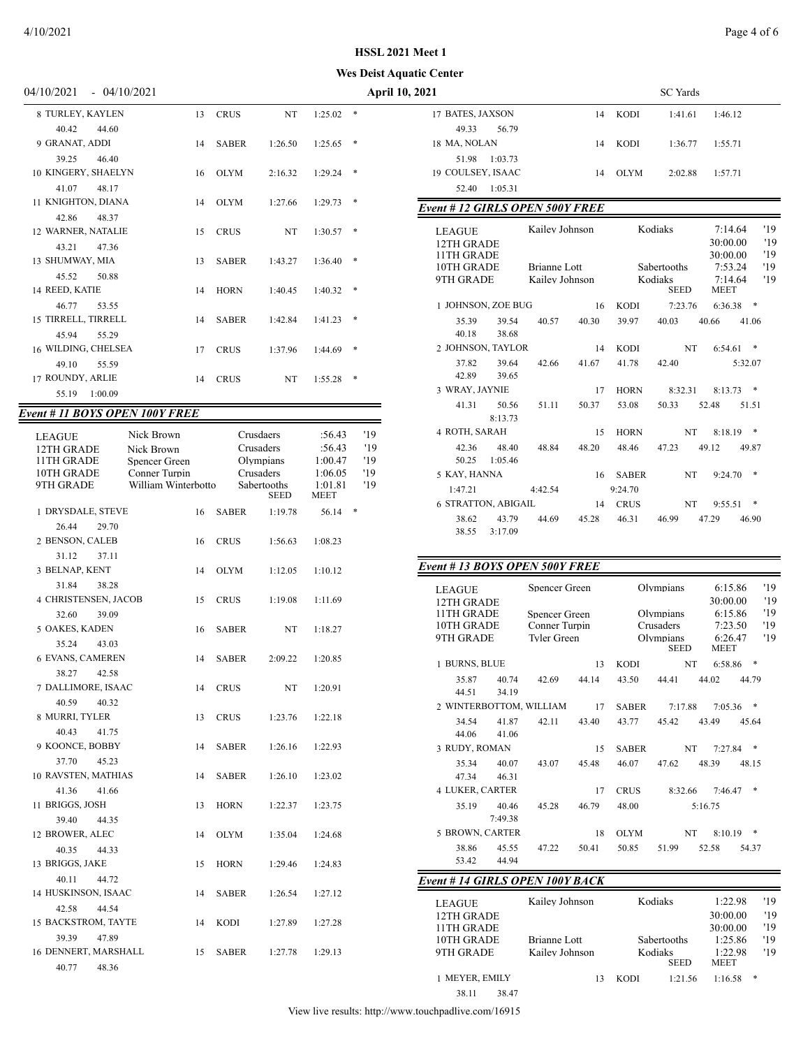HSSL 2021 Meet 1

Wes Deist Aquatic Center

04/10/2021 - 04/10/2021 | April 10, 2021 | SC Yards

| Place | Name | Age | Team | Seed | Meet | |
|---|---|---|---|---|---|---|
| 8 | TURLEY, KAYLEN | 13 | CRUS | NT | 1:25.02 | * |
| | 40.42 44.60 | | | | | |
| 9 | GRANAT, ADDI | 14 | SABER | 1:26.50 | 1:25.65 | * |
| | 39.25 46.40 | | | | | |
| 10 | KINGERY, SHAELYN | 16 | OLYM | 2:16.32 | 1:29.24 | * |
| | 41.07 48.17 | | | | | |
| 11 | KNIGHTON, DIANA | 14 | OLYM | 1:27.66 | 1:29.73 | * |
| | 42.86 48.37 | | | | | |
| 12 | WARNER, NATALIE | 15 | CRUS | NT | 1:30.57 | * |
| | 43.21 47.36 | | | | | |
| 13 | SHUMWAY, MIA | 13 | SABER | 1:43.27 | 1:36.40 | * |
| | 45.52 50.88 | | | | | |
| 14 | REED, KATIE | 14 | HORN | 1:40.45 | 1:40.32 | * |
| | 46.77 53.55 | | | | | |
| 15 | TIRRELL, TIRRELL | 14 | SABER | 1:42.84 | 1:41.23 | * |
| | 45.94 55.29 | | | | | |
| 16 | WILDING, CHELSEA | 17 | CRUS | 1:37.96 | 1:44.69 | * |
| | 49.10 55.59 | | | | | |
| 17 | ROUNDY, ARLIE | 14 | CRUS | NT | 1:55.28 | * |
| | 55.19 1:00.09 | | | | | |

### Event # 11 BOYS OPEN 100Y FREE

| Record | Name | Team | Time | Year |
|---|---|---|---|---|
| LEAGUE | Nick Brown | Crusdaers | :56.43 | '19 |
| 12TH GRADE | Nick Brown | Crusaders | :56.43 | '19 |
| 11TH GRADE | Spencer Green | Olympians | 1:00.47 | '19 |
| 10TH GRADE | Conner Turpin | Crusaders | 1:06.05 | '19 |
| 9TH GRADE | William Winterbotto | Sabertooths | 1:01.81 | '19 |

| Place | Name | Age | Team | Seed | Meet | |
|---|---|---|---|---|---|---|
| 1 | DRYSDALE, STEVE | 16 | SABER | 1:19.78 | 56.14 | * |
| | 26.44 29.70 | | | | | |
| 2 | BENSON, CALEB | 16 | CRUS | 1:56.63 | 1:08.23 | |
| | 31.12 37.11 | | | | | |
| 3 | BELNAP, KENT | 14 | OLYM | 1:12.05 | 1:10.12 | |
| | 31.84 38.28 | | | | | |
| 4 | CHRISTENSEN, JACOB | 15 | CRUS | 1:19.08 | 1:11.69 | |
| | 32.60 39.09 | | | | | |
| 5 | OAKES, KADEN | 16 | SABER | NT | 1:18.27 | |
| | 35.24 43.03 | | | | | |
| 6 | EVANS, CAMEREN | 14 | SABER | 2:09.22 | 1:20.85 | |
| | 38.27 42.58 | | | | | |
| 7 | DALLIMORE, ISAAC | 14 | CRUS | NT | 1:20.91 | |
| | 40.59 40.32 | | | | | |
| 8 | MURRI, TYLER | 13 | CRUS | 1:23.76 | 1:22.18 | |
| | 40.43 41.75 | | | | | |
| 9 | KOONCE, BOBBY | 14 | SABER | 1:26.16 | 1:22.93 | |
| | 37.70 45.23 | | | | | |
| 10 | RAVSTEN, MATHIAS | 14 | SABER | 1:26.10 | 1:23.02 | |
| | 41.36 41.66 | | | | | |
| 11 | BRIGGS, JOSH | 13 | HORN | 1:22.37 | 1:23.75 | |
| | 39.40 44.35 | | | | | |
| 12 | BROWER, ALEC | 14 | OLYM | 1:35.04 | 1:24.68 | |
| | 40.35 44.33 | | | | | |
| 13 | BRIGGS, JAKE | 15 | HORN | 1:29.46 | 1:24.83 | |
| | 40.11 44.72 | | | | | |
| 14 | HUSKINSON, ISAAC | 14 | SABER | 1:26.54 | 1:27.12 | |
| | 42.58 44.54 | | | | | |
| 15 | BACKSTROM, TAYTE | 14 | KODI | 1:27.89 | 1:27.28 | |
| | 39.39 47.89 | | | | | |
| 16 | DENNERT, MARSHALL | 15 | SABER | 1:27.78 | 1:29.13 | |
| | 40.77 48.36 | | | | | |
| 17 | BATES, JAXSON | 14 | KODI | 1:41.61 | 1:46.12 | |
| | 49.33 56.79 | | | | | |
| 18 | MA, NOLAN | 14 | KODI | 1:36.77 | 1:55.71 | |
| | 51.98 1:03.73 | | | | | |
| 19 | COULSEY, ISAAC | 14 | OLYM | 2:02.88 | 1:57.71 | |
| | 52.40 1:05.31 | | | | | |

### Event # 12 GIRLS OPEN 500Y FREE

| Record | Name | Team | Time | Year |
|---|---|---|---|---|
| LEAGUE | Kailey Johnson | Kodiaks | 7:14.64 | '19 |
| 12TH GRADE | | | 30:00.00 | '19 |
| 11TH GRADE | | | 30:00.00 | '19 |
| 10TH GRADE | Brianne Lott | Sabertooths | 7:53.24 | '19 |
| 9TH GRADE | Kailey Johnson | Kodiaks | 7:14.64 | '19 |

| Place | Name | Age | Team | Seed | Meet | |
|---|---|---|---|---|---|---|
| 1 | JOHNSON, ZOE BUG | 16 | KODI | 7:23.76 | 6:36.38 | * |
| | 35.39 39.54 40.57 40.30 39.97 40.03 40.66 41.06 40.18 38.68 | | | | | |
| 2 | JOHNSON, TAYLOR | 14 | KODI | NT | 6:54.61 | * |
| | 37.82 39.64 42.66 41.67 41.78 42.40 5:32.07 42.89 39.65 | | | | | |
| 3 | WRAY, JAYNIE | 17 | HORN | 8:32.31 | 8:13.73 | * |
| | 41.31 50.56 51.11 50.37 53.08 50.33 52.48 51.51 8:13.73 | | | | | |
| 4 | ROTH, SARAH | 15 | HORN | NT | 8:18.19 | * |
| | 42.36 48.40 48.84 48.20 48.46 47.23 49.12 49.87 50.25 1:05.46 | | | | | |
| 5 | KAY, HANNA | 16 | SABER | NT | 9:24.70 | * |
| | 1:47.21 4:42.54 9:24.70 | | | | | |
| 6 | STRATTON, ABIGAIL | 14 | CRUS | NT | 9:55.51 | * |
| | 38.62 43.79 44.69 45.28 46.31 46.99 47.29 46.90 38.55 3:17.09 | | | | | |

### Event # 13 BOYS OPEN 500Y FREE

| Record | Name | Team | Time | Year |
|---|---|---|---|---|
| LEAGUE | Spencer Green | Olympians | 6:15.86 | '19 |
| 12TH GRADE | | | 30:00.00 | '19 |
| 11TH GRADE | Spencer Green | Olympians | 6:15.86 | '19 |
| 10TH GRADE | Conner Turpin | Crusaders | 7:23.50 | '19 |
| 9TH GRADE | Tyler Green | Olympians | 6:26.47 | '19 |

| Place | Name | Age | Team | Seed | Meet | |
|---|---|---|---|---|---|---|
| 1 | BURNS, BLUE | 13 | KODI | NT | 6:58.86 | * |
| | 35.87 40.74 42.69 44.14 43.50 44.41 44.02 44.79 44.51 34.19 | | | | | |
| 2 | WINTERBOTTOM, WILLIAM | 17 | SABER | 7:17.88 | 7:05.36 | * |
| | 34.54 41.87 42.11 43.40 43.77 45.42 43.49 45.64 44.06 41.06 | | | | | |
| 3 | RUDY, ROMAN | 15 | SABER | NT | 7:27.84 | * |
| | 35.34 40.07 43.07 45.48 46.07 47.62 48.39 48.15 47.34 46.31 | | | | | |
| 4 | LUKER, CARTER | 17 | CRUS | 8:32.66 | 7:46.47 | * |
| | 35.19 40.46 45.28 46.79 48.00 5:16.75 7:49.38 | | | | | |
| 5 | BROWN, CARTER | 18 | OLYM | NT | 8:10.19 | * |
| | 38.86 45.55 47.22 50.41 50.85 51.99 52.58 54.37 53.42 44.94 | | | | | |

### Event # 14 GIRLS OPEN 100Y BACK

| Record | Name | Team | Time | Year |
|---|---|---|---|---|
| LEAGUE | Kailey Johnson | Kodiaks | 1:22.98 | '19 |
| 12TH GRADE | | | 30:00.00 | '19 |
| 11TH GRADE | | | 30:00.00 | '19 |
| 10TH GRADE | Brianne Lott | Sabertooths | 1:25.86 | '19 |
| 9TH GRADE | Kailey Johnson | Kodiaks | 1:22.98 | '19 |

| Place | Name | Age | Team | Seed | Meet | |
|---|---|---|---|---|---|---|
| 1 | MEYER, EMILY | 13 | KODI | 1:21.56 | 1:16.58 | * |
| | 38.11 38.47 | | | | | |

View live results: http://www.touchpadlive.com/16915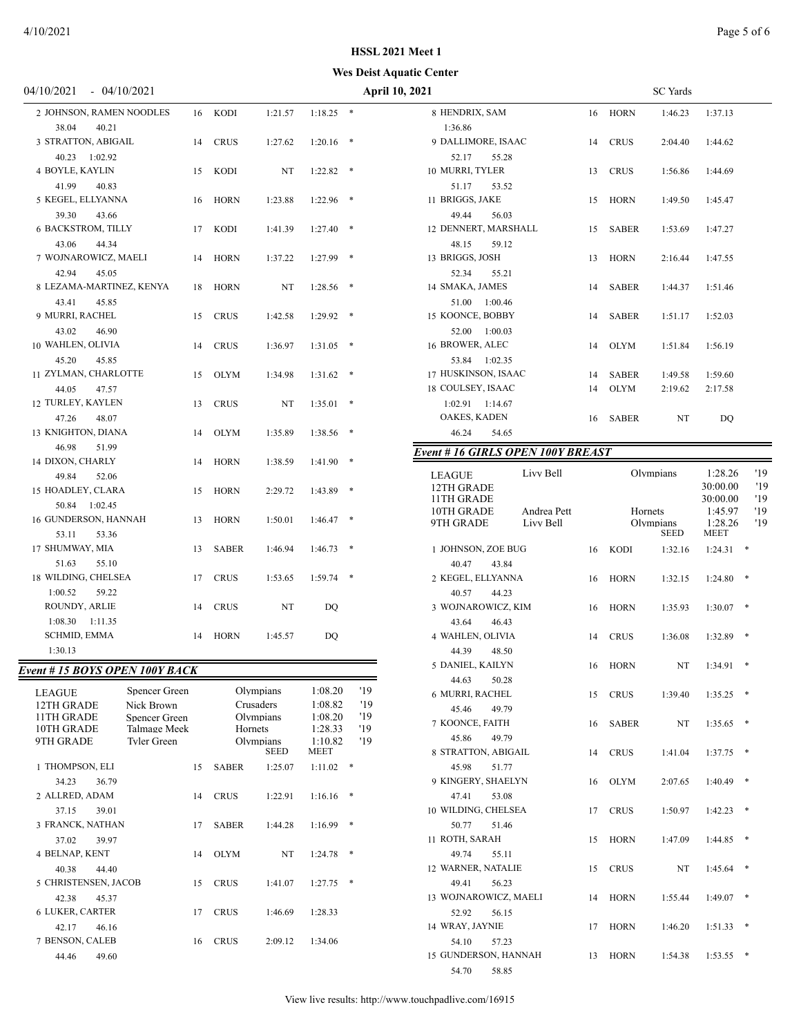HSSL 2021 Meet 1

Wes Deist Aquatic Center

04/10/2021 - 04/10/2021 — April 10, 2021 — SC Yards

| Place | Name | Age | Team | Seed | Meet | |
|---|---|---|---|---|---|---|
| 2 | JOHNSON, RAMEN NOODLES | 16 | KODI | 1:21.57 | 1:18.25 | * |
| | 38.04 40.21 | | | | | |
| 3 | STRATTON, ABIGAIL | 14 | CRUS | 1:27.62 | 1:20.16 | * |
| | 40.23 1:02.92 | | | | | |
| 4 | BOYLE, KAYLIN | 15 | KODI | NT | 1:22.82 | * |
| | 41.99 40.83 | | | | | |
| 5 | KEGEL, ELLYANNA | 16 | HORN | 1:23.88 | 1:22.96 | * |
| | 39.30 43.66 | | | | | |
| 6 | BACKSTROM, TILLY | 17 | KODI | 1:41.39 | 1:27.40 | * |
| | 43.06 44.34 | | | | | |
| 7 | WOJNAROWICZ, MAELI | 14 | HORN | 1:37.22 | 1:27.99 | * |
| | 42.94 45.05 | | | | | |
| 8 | LEZAMA-MARTINEZ, KENYA | 18 | HORN | NT | 1:28.56 | * |
| | 43.41 45.85 | | | | | |
| 9 | MURRI, RACHEL | 15 | CRUS | 1:42.58 | 1:29.92 | * |
| | 43.02 46.90 | | | | | |
| 10 | WAHLEN, OLIVIA | 14 | CRUS | 1:36.97 | 1:31.05 | * |
| | 45.20 45.85 | | | | | |
| 11 | ZYLMAN, CHARLOTTE | 15 | OLYM | 1:34.98 | 1:31.62 | * |
| | 44.05 47.57 | | | | | |
| 12 | TURLEY, KAYLEN | 13 | CRUS | NT | 1:35.01 | * |
| | 47.26 48.07 | | | | | |
| 13 | KNIGHTON, DIANA | 14 | OLYM | 1:35.89 | 1:38.56 | * |
| | 46.98 51.99 | | | | | |
| 14 | DIXON, CHARLY | 14 | HORN | 1:38.59 | 1:41.90 | * |
| | 49.84 52.06 | | | | | |
| 15 | HOADLEY, CLARA | 15 | HORN | 2:29.72 | 1:43.89 | * |
| | 50.84 1:02.45 | | | | | |
| 16 | GUNDERSON, HANNAH | 13 | HORN | 1:50.01 | 1:46.47 | * |
| | 53.11 53.36 | | | | | |
| 17 | SHUMWAY, MIA | 13 | SABER | 1:46.94 | 1:46.73 | * |
| | 51.63 55.10 | | | | | |
| 18 | WILDING, CHELSEA | 17 | CRUS | 1:53.65 | 1:59.74 | * |
| | 1:00.52 59.22 | | | | | |
| | ROUNDY, ARLIE | 14 | CRUS | NT | DQ | |
| | 1:08.30 1:11.35 | | | | | |
| | SCHMID, EMMA | 14 | HORN | 1:45.57 | DQ | |
| | 1:30.13 | | | | | |

## Event # 15 BOYS OPEN 100Y BACK

| Record | Name | Team | Time | Year |
|---|---|---|---|---|
| LEAGUE | Spencer Green | Olympians | 1:08.20 | '19 |
| 12TH GRADE | Nick Brown | Crusaders | 1:08.82 | '19 |
| 11TH GRADE | Spencer Green | Olympians | 1:08.20 | '19 |
| 10TH GRADE | Talmage Meek | Hornets | 1:28.33 | '19 |
| 9TH GRADE | Tyler Green | Olympians | 1:10.82 | '19 |

| Place | Name | Age | Team | Seed | Meet | |
|---|---|---|---|---|---|---|
| 1 | THOMPSON, ELI | 15 | SABER | 1:25.07 | 1:11.02 | * |
| | 34.23 36.79 | | | | | |
| 2 | ALLRED, ADAM | 14 | CRUS | 1:22.91 | 1:16.16 | * |
| | 37.15 39.01 | | | | | |
| 3 | FRANCK, NATHAN | 17 | SABER | 1:44.28 | 1:16.99 | * |
| | 37.02 39.97 | | | | | |
| 4 | BELNAP, KENT | 14 | OLYM | NT | 1:24.78 | * |
| | 40.38 44.40 | | | | | |
| 5 | CHRISTENSEN, JACOB | 15 | CRUS | 1:41.07 | 1:27.75 | * |
| | 42.38 45.37 | | | | | |
| 6 | LUKER, CARTER | 17 | CRUS | 1:46.69 | 1:28.33 | |
| | 42.17 46.16 | | | | | |
| 7 | BENSON, CALEB | 16 | CRUS | 2:09.12 | 1:34.06 | |
| | 44.46 49.60 | | | | | |
| 8 | HENDRIX, SAM | 16 | HORN | 1:46.23 | 1:37.13 | |
| | 1:36.86 | | | | | |
| 9 | DALLIMORE, ISAAC | 14 | CRUS | 2:04.40 | 1:44.62 | |
| | 52.17 55.28 | | | | | |
| 10 | MURRI, TYLER | 13 | CRUS | 1:56.86 | 1:44.69 | |
| | 51.17 53.52 | | | | | |
| 11 | BRIGGS, JAKE | 15 | HORN | 1:49.50 | 1:45.47 | |
| | 49.44 56.03 | | | | | |
| 12 | DENNERT, MARSHALL | 15 | SABER | 1:53.69 | 1:47.27 | |
| | 48.15 59.12 | | | | | |
| 13 | BRIGGS, JOSH | 13 | HORN | 2:16.44 | 1:47.55 | |
| | 52.34 55.21 | | | | | |
| 14 | SMAKA, JAMES | 14 | SABER | 1:44.37 | 1:51.46 | |
| | 51.00 1:00.46 | | | | | |
| 15 | KOONCE, BOBBY | 14 | SABER | 1:51.17 | 1:52.03 | |
| | 52.00 1:00.03 | | | | | |
| 16 | BROWER, ALEC | 14 | OLYM | 1:51.84 | 1:56.19 | |
| | 53.84 1:02.35 | | | | | |
| 17 | HUSKINSON, ISAAC | 14 | SABER | 1:49.58 | 1:59.60 | |
| 18 | COULSEY, ISAAC | 14 | OLYM | 2:19.62 | 2:17.58 | |
| | 1:02.91 1:14.67 | | | | | |
| | OAKES, KADEN | 16 | SABER | NT | DQ | |
| | 46.24 54.65 | | | | | |

## Event # 16 GIRLS OPEN 100Y BREAST

| Record | Name | Team | Time | Year |
|---|---|---|---|---|
| LEAGUE | Livy Bell | Olympians | 1:28.26 | '19 |
| 12TH GRADE | | | 30:00.00 | '19 |
| 11TH GRADE | | | 30:00.00 | '19 |
| 10TH GRADE | Andrea Pett | Hornets | 1:45.97 | '19 |
| 9TH GRADE | Livy Bell | Olympians | 1:28.26 | '19 |

| Place | Name | Age | Team | Seed | Meet | |
|---|---|---|---|---|---|---|
| 1 | JOHNSON, ZOE BUG | 16 | KODI | 1:32.16 | 1:24.31 | * |
| | 40.47 43.84 | | | | | |
| 2 | KEGEL, ELLYANNA | 16 | HORN | 1:32.15 | 1:24.80 | * |
| | 40.57 44.23 | | | | | |
| 3 | WOJNAROWICZ, KIM | 16 | HORN | 1:35.93 | 1:30.07 | * |
| | 43.64 46.43 | | | | | |
| 4 | WAHLEN, OLIVIA | 14 | CRUS | 1:36.08 | 1:32.89 | * |
| | 44.39 48.50 | | | | | |
| 5 | DANIEL, KAILYN | 16 | HORN | NT | 1:34.91 | * |
| | 44.63 50.28 | | | | | |
| 6 | MURRI, RACHEL | 15 | CRUS | 1:39.40 | 1:35.25 | * |
| | 45.46 49.79 | | | | | |
| 7 | KOONCE, FAITH | 16 | SABER | NT | 1:35.65 | * |
| | 45.86 49.79 | | | | | |
| 8 | STRATTON, ABIGAIL | 14 | CRUS | 1:41.04 | 1:37.75 | * |
| | 45.98 51.77 | | | | | |
| 9 | KINGERY, SHAELYN | 16 | OLYM | 2:07.65 | 1:40.49 | * |
| | 47.41 53.08 | | | | | |
| 10 | WILDING, CHELSEA | 17 | CRUS | 1:50.97 | 1:42.23 | * |
| | 50.77 51.46 | | | | | |
| 11 | ROTH, SARAH | 15 | HORN | 1:47.09 | 1:44.85 | * |
| | 49.74 55.11 | | | | | |
| 12 | WARNER, NATALIE | 15 | CRUS | NT | 1:45.64 | * |
| | 49.41 56.23 | | | | | |
| 13 | WOJNAROWICZ, MAELI | 14 | HORN | 1:55.44 | 1:49.07 | * |
| | 52.92 56.15 | | | | | |
| 14 | WRAY, JAYNIE | 17 | HORN | 1:46.20 | 1:51.33 | * |
| | 54.10 57.23 | | | | | |
| 15 | GUNDERSON, HANNAH | 13 | HORN | 1:54.38 | 1:53.55 | * |
| | 54.70 58.85 | | | | | |

View live results: http://www.touchpadlive.com/16915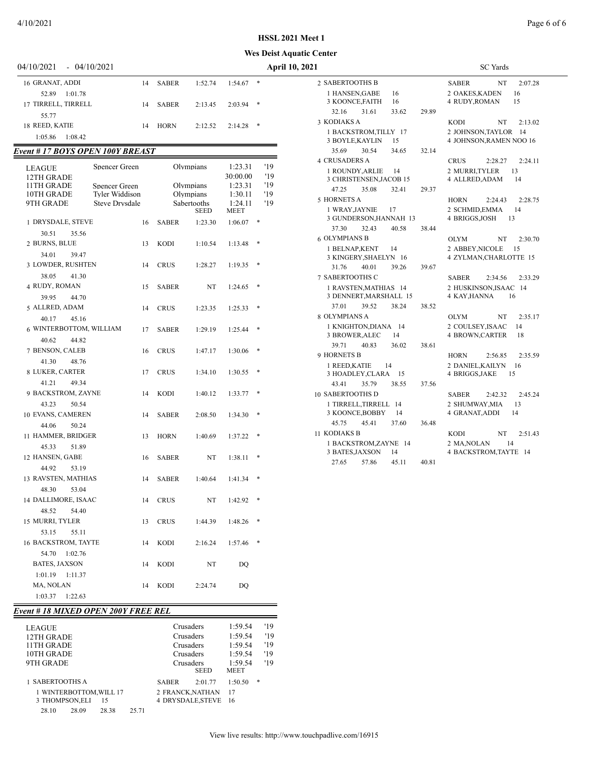**HSSL 2021 Meet 1**

**Wes Deist Aquatic Center**

04/10/2021 - 04/10/2021 **April 10, 2021** SC Yards

| | | | | | | |
|---|---|---|---|---|---|---|
| 16 GRANAT, ADDI | 14 | SABER | 1:52.74 | 1:54.67 | * | |
| 52.89 1:01.78 | | | | | | |
| 17 TIRRELL, TIRRELL | 14 | SABER | 2:13.45 | 2:03.94 | * | |
| 55.77 | | | | | | |
| 18 REED, KATIE | 14 | HORN | 2:12.52 | 2:14.28 | * | |
| 1:05.86 1:08.42 | | | | | | |

## Event # 17 BOYS OPEN 100Y BREAST

| | | | | |
|---|---|---|---|---|
| LEAGUE | Spencer Green | Olympians | 1:23.31 | '19 |
| 12TH GRADE | | | 30:00.00 | '19 |
| 11TH GRADE | Spencer Green | Olympians | 1:23.31 | '19 |
| 10TH GRADE | Tyler Widdison | Olympians | 1:30.11 | '19 |
| 9TH GRADE | Steve Drysdale | Sabertooths | 1:24.11 | '19 |

| | Age | Team | SEED | MEET | |
|---|---|---|---|---|---|
| 1 DRYSDALE, STEVE | 16 | SABER | 1:23.30 | 1:06.07 | * |
| 30.51 35.56 | | | | | |
| 2 BURNS, BLUE | 13 | KODI | 1:10.54 | 1:13.48 | * |
| 34.01 39.47 | | | | | |
| 3 LOWDER, RUSHTEN | 14 | CRUS | 1:28.27 | 1:19.35 | * |
| 38.05 41.30 | | | | | |
| 4 RUDY, ROMAN | 15 | SABER | NT | 1:24.65 | * |
| 39.95 44.70 | | | | | |
| 5 ALLRED, ADAM | 14 | CRUS | 1:23.35 | 1:25.33 | * |
| 40.17 45.16 | | | | | |
| 6 WINTERBOTTOM, WILLIAM | 17 | SABER | 1:29.19 | 1:25.44 | * |
| 40.62 44.82 | | | | | |
| 7 BENSON, CALEB | 16 | CRUS | 1:47.17 | 1:30.06 | * |
| 41.30 48.76 | | | | | |
| 8 LUKER, CARTER | 17 | CRUS | 1:34.10 | 1:30.55 | * |
| 41.21 49.34 | | | | | |
| 9 BACKSTROM, ZAYNE | 14 | KODI | 1:40.12 | 1:33.77 | * |
| 43.23 50.54 | | | | | |
| 10 EVANS, CAMEREN | 14 | SABER | 2:08.50 | 1:34.30 | * |
| 44.06 50.24 | | | | | |
| 11 HAMMER, BRIDGER | 13 | HORN | 1:40.69 | 1:37.22 | * |
| 45.33 51.89 | | | | | |
| 12 HANSEN, GABE | 16 | SABER | NT | 1:38.11 | * |
| 44.92 53.19 | | | | | |
| 13 RAVSTEN, MATHIAS | 14 | SABER | 1:40.64 | 1:41.34 | * |
| 48.30 53.04 | | | | | |
| 14 DALLIMORE, ISAAC | 14 | CRUS | NT | 1:42.92 | * |
| 48.52 54.40 | | | | | |
| 15 MURRI, TYLER | 13 | CRUS | 1:44.39 | 1:48.26 | * |
| 53.15 55.11 | | | | | |
| 16 BACKSTROM, TAYTE | 14 | KODI | 2:16.24 | 1:57.46 | * |
| 54.70 1:02.76 | | | | | |
| BATES, JAXSON | 14 | KODI | NT | DQ | |
| 1:01.19 1:11.37 | | | | | |
| MA, NOLAN | 14 | KODI | 2:24.74 | DQ | |
| 1:03.37 1:22.63 | | | | | |

## Event # 18 MIXED OPEN 200Y FREE REL

| | | | |
|---|---|---|---|
| LEAGUE | Crusaders | 1:59.54 | '19 |
| 12TH GRADE | Crusaders | 1:59.54 | '19 |
| 11TH GRADE | Crusaders | 1:59.54 | '19 |
| 10TH GRADE | Crusaders | 1:59.54 | '19 |
| 9TH GRADE | Crusaders | 1:59.54 | '19 |

| | Team | SEED | MEET | |
|---|---|---|---|---|
| 1 SABERTOOTHS A | SABER | 2:01.77 | 1:50.50 | * |
| 1 WINTERBOTTOM,WILL 17; 2 FRANCK,NATHAN 17; 3 THOMPSON,ELI 15; 4 DRYSDALE,STEVE 16 | | | | |
| 28.10 28.09 28.38 25.71 | | | | |
| 2 SABERTOOTHS B | SABER | NT | 2:07.28 | |
| 1 HANSEN,GABE 16; 2 OAKES,KADEN 16; 3 KOONCE,FAITH 16; 4 RUDY,ROMAN 15 | | | | |
| 32.16 31.61 33.62 29.89 | | | | |
| 3 KODIAKS A | KODI | NT | 2:13.02 | |
| 1 BACKSTROM,TILLY 17; 2 JOHNSON,TAYLOR 14; 3 BOYLE,KAYLIN 15; 4 JOHNSON,RAMEN NOO 16 | | | | |
| 35.69 30.54 34.65 32.14 | | | | |
| 4 CRUSADERS A | CRUS | 2:28.27 | 2:24.11 | |
| 1 ROUNDY,ARLIE 14; 2 MURRI,TYLER 13; 3 CHRISTENSEN,JACOB 15; 4 ALLRED,ADAM 14 | | | | |
| 47.25 35.08 32.41 29.37 | | | | |
| 5 HORNETS A | HORN | 2:24.43 | 2:28.75 | |
| 1 WRAY,JAYNIE 17; 2 SCHMID,EMMA 14; 3 GUNDERSON,HANNAH 13; 4 BRIGGS,JOSH 13 | | | | |
| 37.30 32.43 40.58 38.44 | | | | |
| 6 OLYMPIANS B | OLYM | NT | 2:30.70 | |
| 1 BELNAP,KENT 14; 2 ABBEY,NICOLE 15; 3 KINGERY,SHAELYN 16; 4 ZYLMAN,CHARLOTTE 15 | | | | |
| 31.76 40.01 39.26 39.67 | | | | |
| 7 SABERTOOTHS C | SABER | 2:34.56 | 2:33.29 | |
| 1 RAVSTEN,MATHIAS 14; 2 HUSKINSON,ISAAC 14; 3 DENNERT,MARSHALL 15; 4 KAY,HANNA 16 | | | | |
| 37.01 39.52 38.24 38.52 | | | | |
| 8 OLYMPIANS A | OLYM | NT | 2:35.17 | |
| 1 KNIGHTON,DIANA 14; 2 COULSEY,ISAAC 14; 3 BROWER,ALEC 14; 4 BROWN,CARTER 18 | | | | |
| 39.71 40.83 36.02 38.61 | | | | |
| 9 HORNETS B | HORN | 2:56.85 | 2:35.59 | |
| 1 REED,KATIE 14; 2 DANIEL,KAILYN 16; 3 HOADLEY,CLARA 15; 4 BRIGGS,JAKE 15 | | | | |
| 43.41 35.79 38.55 37.56 | | | | |
| 10 SABERTOOTHS D | SABER | 2:42.32 | 2:45.24 | |
| 1 TIRRELL,TIRRELL 14; 2 SHUMWAY,MIA 13; 3 KOONCE,BOBBY 14; 4 GRANAT,ADDI 14 | | | | |
| 45.75 45.41 37.60 36.48 | | | | |
| 11 KODIAKS B | KODI | NT | 2:51.43 | |
| 1 BACKSTROM,ZAYNE 14; 2 MA,NOLAN 14; 3 BATES,JAXSON 14; 4 BACKSTROM,TAYTE 14 | | | | |
| 27.65 57.86 45.11 40.81 | | | | |

View live results: http://www.touchpadlive.com/16915